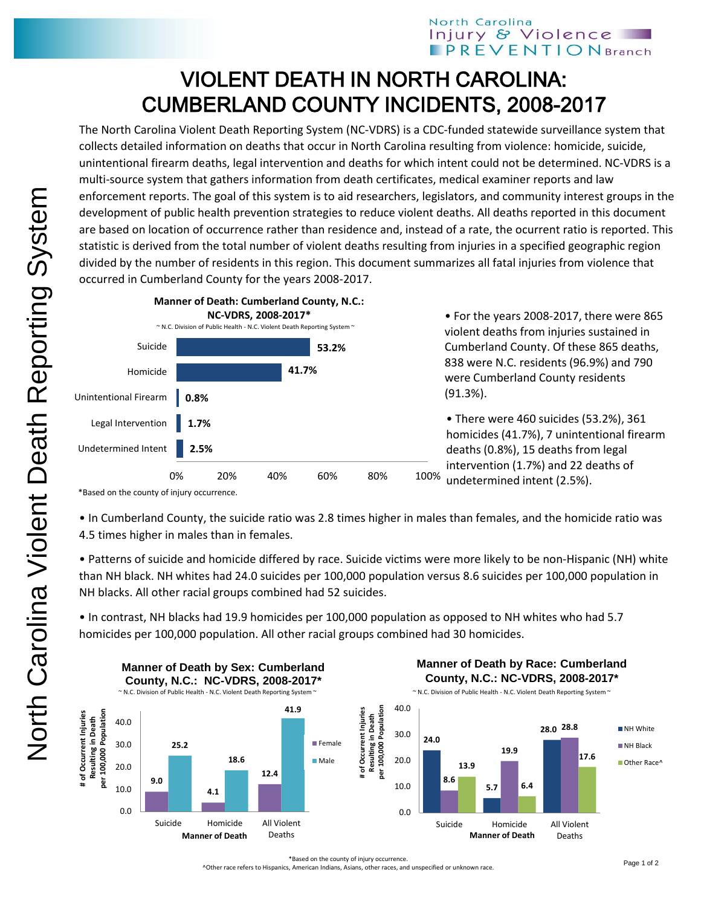# VIOLENT DEATH IN NORTH CAROLINA: CUMBERLAND COUNTY INCIDENTS, 2008-2017

The North Carolina Violent Death Reporting System (NC-VDRS) is a CDC-funded statewide surveillance system that collects detailed information on deaths that occur in North Carolina resulting from violence: homicide, suicide, unintentional firearm deaths, legal intervention and deaths for which intent could not be determined. NC-VDRS is a multi-source system that gathers information from death certificates, medical examiner reports and law enforcement reports. The goal of this system is to aid researchers, legislators, and community interest groups in the development of public health prevention strategies to reduce violent deaths. All deaths reported in this document are based on location of occurrence rather than residence and, instead of a rate, the ocurrent ratio is reported. This statistic is derived from the total number of violent deaths resulting from injuries in a specified geographic region divided by the number of residents in this region. This document summarizes all fatal injuries from violence that occurred in Cumberland County for the years 2008-2017.

**Manner of Death: Cumberland County, N.C.: NC-VDRS, 2008-2017***

~ N.C. Division of Public Health - N.C. Violent Death Reporting System ~

| Manner of Death | Percent |
|---|---|
| Suicide | 53.2% |
| Homicide | 41.7% |
| Unintentional Firearm | 0.8% |
| Legal Intervention | 1.7% |
| Undetermined Intent | 2.5% |

*Based on the county of injury occurrence.

- For the years 2008-2017, there were 865 violent deaths from injuries sustained in Cumberland County. Of these 865 deaths, 838 were N.C. residents (96.9%) and 790 were Cumberland County residents (91.3%).

- There were 460 suicides (53.2%), 361 homicides (41.7%), 7 unintentional firearm deaths (0.8%), 15 deaths from legal intervention (1.7%) and 22 deaths of undetermined intent (2.5%).

- In Cumberland County, the suicide ratio was 2.8 times higher in males than females, and the homicide ratio was 4.5 times higher in males than in females.

- Patterns of suicide and homicide differed by race. Suicide victims were more likely to be non-Hispanic (NH) white than NH black. NH whites had 24.0 suicides per 100,000 population versus 8.6 suicides per 100,000 population in NH blacks. All other racial groups combined had 52 suicides.

- In contrast, NH blacks had 19.9 homicides per 100,000 population as opposed to NH whites who had 5.7 homicides per 100,000 population. All other racial groups combined had 30 homicides.

**Manner of Death by Sex: Cumberland County, N.C.: NC-VDRS, 2008-2017***

~ N.C. Division of Public Health - N.C. Violent Death Reporting System ~

# of Occurrent Injuries Resulting in Death per 100,000 Population

| Manner of Death | Female | Male |
|---|---|---|
| Suicide | 9.0 | 25.2 |
| Homicide | 4.1 | 18.6 |
| All Violent Deaths | 12.4 | 41.9 |

**Manner of Death by Race: Cumberland County, N.C.: NC-VDRS, 2008-2017***

~ N.C. Division of Public Health - N.C. Violent Death Reporting System ~

# of Occurrent Injuries Resulting in Death per 100,000 Population

| Manner of Death | NH White | NH Black | Other Race^ |
|---|---|---|---|
| Suicide | 24.0 | 8.6 | 13.9 |
| Homicide | 5.7 | 19.9 | 6.4 |
| All Violent Deaths | 28.0 | 28.8 | 17.6 |

*Based on the county of injury occurrence.

^Other race refers to Hispanics, American Indians, Asians, other races, and unspecified or unknown race.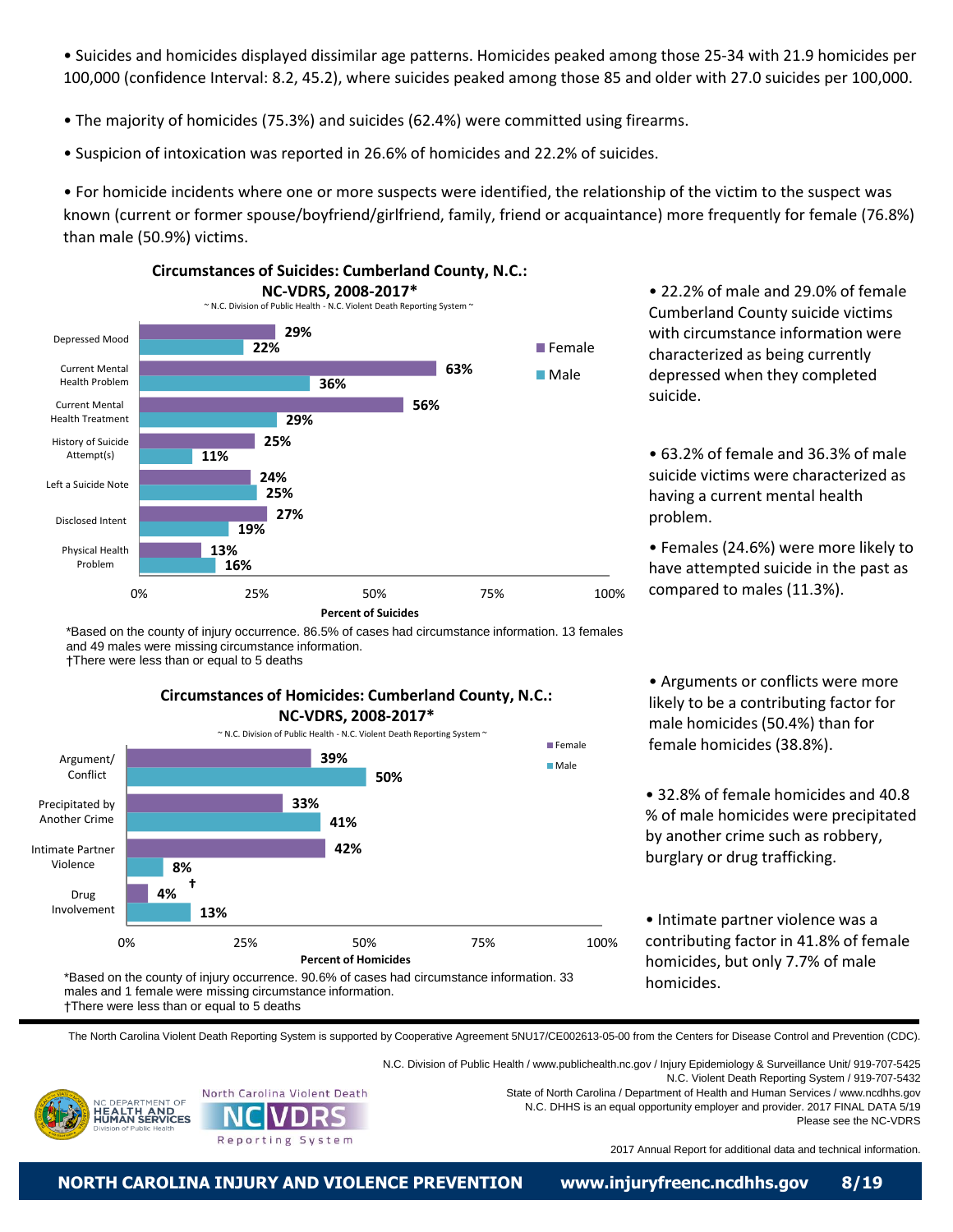• Suicides and homicides displayed dissimilar age patterns. Homicides peaked among those 25-34 with 21.9 homicides per 100,000 (confidence Interval: 8.2, 45.2), where suicides peaked among those 85 and older with 27.0 suicides per 100,000.

• The majority of homicides (75.3%) and suicides (62.4%) were committed using firearms.

• Suspicion of intoxication was reported in 26.6% of homicides and 22.2% of suicides.

• For homicide incidents where one or more suspects were identified, the relationship of the victim to the suspect was known (current or former spouse/boyfriend/girlfriend, family, friend or acquaintance) more frequently for female (76.8%) than male (50.9%) victims.

**Circumstances of Suicides: Cumberland County, N.C.: NC-VDRS, 2008-2017***

~ N.C. Division of Public Health - N.C. Violent Death Reporting System ~

Female
Male

Depressed Mood: 29%, 22%
Current Mental Health Problem: 63%, 36%
Current Mental Health Treatment: 56%, 29%
History of Suicide Attempt(s): 25%, 11%
Left a Suicide Note: 24%, 25%
Disclosed Intent: 27%, 19%
Physical Health Problem: 13%, 16%

0% 25% 50% 75% 100%

Percent of Suicides

*Based on the county of injury occurrence. 86.5% of cases had circumstance information. 13 females and 49 males were missing circumstance information.
†There were less than or equal to 5 deaths

• 22.2% of male and 29.0% of female Cumberland County suicide victims with circumstance information were characterized as being currently depressed when they completed suicide.

• 63.2% of female and 36.3% of male suicide victims were characterized as having a current mental health problem.

• Females (24.6%) were more likely to have attempted suicide in the past as compared to males (11.3%).

**Circumstances of Homicides: Cumberland County, N.C.: NC-VDRS, 2008-2017***

~ N.C. Division of Public Health - N.C. Violent Death Reporting System ~

Female
Male

Argument/ Conflict: 39%, 50%
Precipitated by Another Crime: 33%, 41%
Intimate Partner Violence: 42%, 8%
Drug Involvement: 4%, †, 13%

0% 25% 50% 75% 100%

Percent of Homicides

*Based on the county of injury occurrence. 90.6% of cases had circumstance information. 33 males and 1 female were missing circumstance information.
†There were less than or equal to 5 deaths

• Arguments or conflicts were more likely to be a contributing factor for male homicides (50.4%) than for female homicides (38.8%).

• 32.8% of female homicides and 40.8 % of male homicides were precipitated by another crime such as robbery, burglary or drug trafficking.

• Intimate partner violence was a contributing factor in 41.8% of female homicides, but only 7.7% of male homicides.

The North Carolina Violent Death Reporting System is supported by Cooperative Agreement 5NU17/CE002613-05-00 from the Centers for Disease Control and Prevention (CDC).

N.C. Division of Public Health / www.publichealth.nc.gov / Injury Epidemiology & Surveillance Unit/ 919-707-5425
N.C. Violent Death Reporting System / 919-707-5432
State of North Carolina / Department of Health and Human Services / www.ncdhhs.gov
N.C. DHHS is an equal opportunity employer and provider. 2017 FINAL DATA 5/19
Please see the NC-VDRS
2017 Annual Report for additional data and technical information.

NC DEPARTMENT OF HEALTH AND HUMAN SERVICES Division of Public Health

North Carolina Violent Death NC VDRS Reporting System

**NORTH CAROLINA INJURY AND VIOLENCE PREVENTION www.injuryfreenc.ncdhhs.gov**